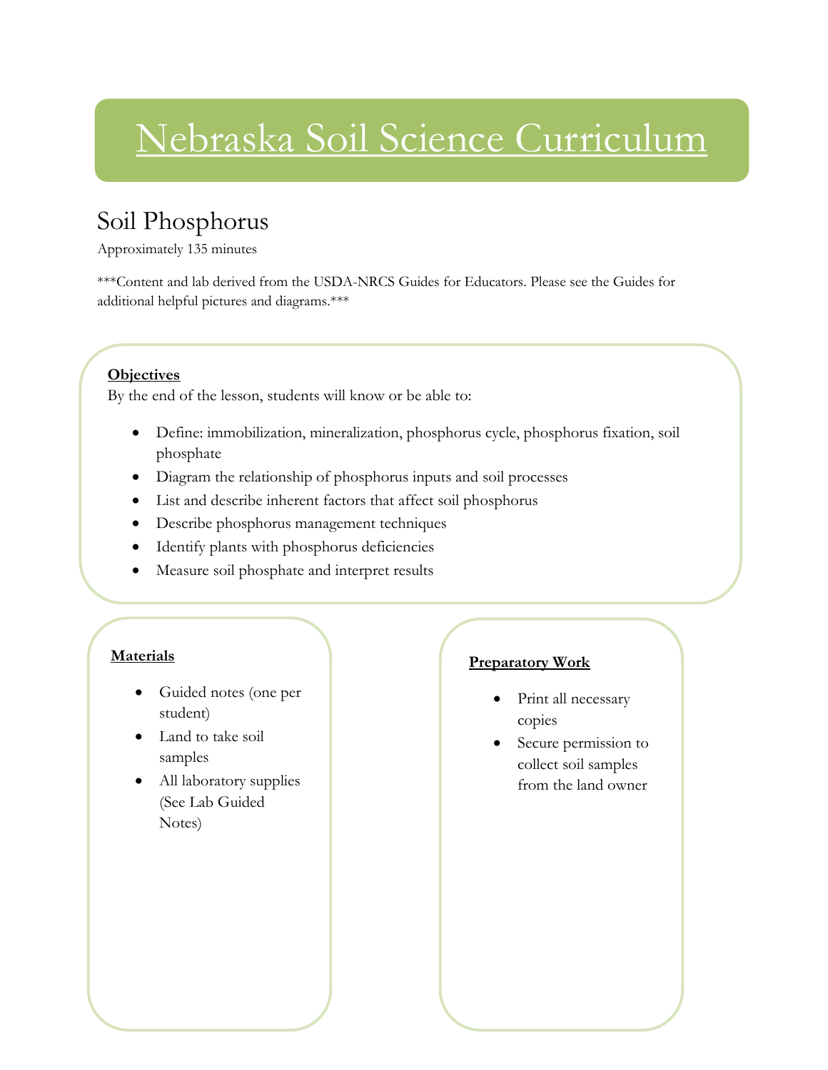# Nebraska Soil Science Curriculum

## Soil Phosphorus

Approximately 135 minutes

***Content and lab derived from the USDA-NRCS Guides for Educators. Please see the Guides for additional helpful pictures and diagrams.***

**Objectives**

By the end of the lesson, students will know or be able to:

- Define: immobilization, mineralization, phosphorus cycle, phosphorus fixation, soil phosphate
- Diagram the relationship of phosphorus inputs and soil processes
- List and describe inherent factors that affect soil phosphorus
- Describe phosphorus management techniques
- Identify plants with phosphorus deficiencies
- Measure soil phosphate and interpret results

**Materials**

- Guided notes (one per student)
- Land to take soil samples
- All laboratory supplies (See Lab Guided Notes)

**Preparatory Work**

- Print all necessary copies
- Secure permission to collect soil samples from the land owner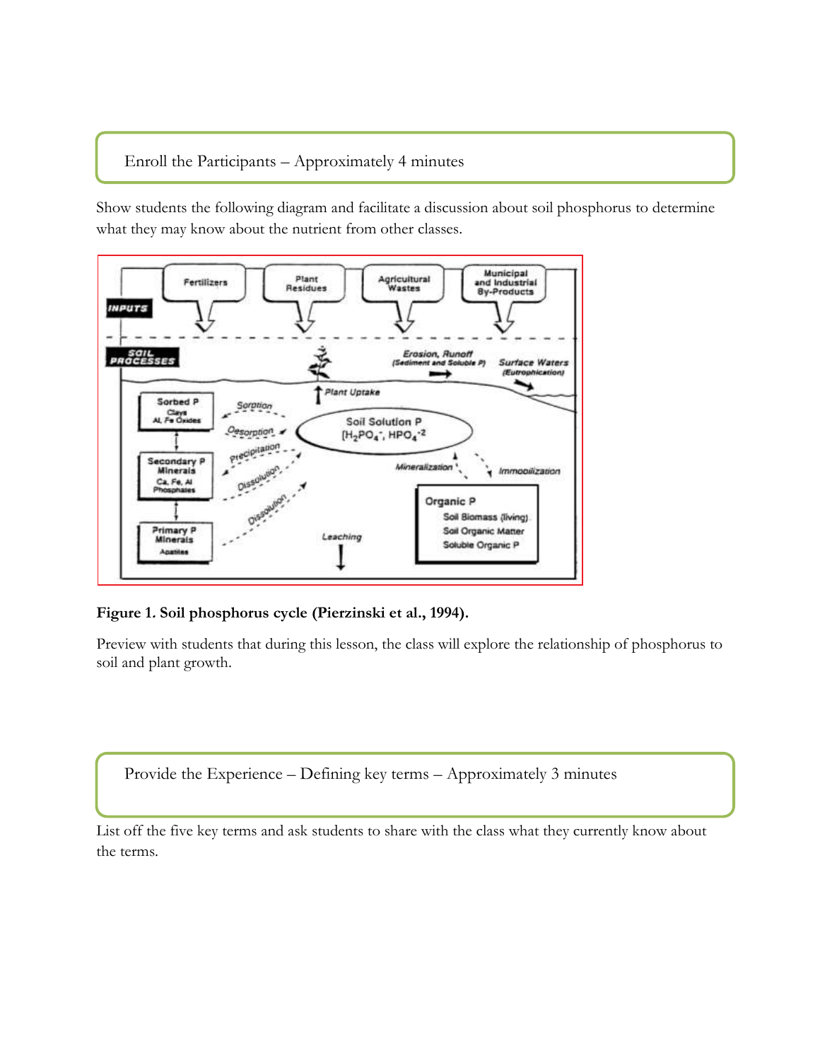Enroll the Participants – Approximately 4 minutes

Show students the following diagram and facilitate a discussion about soil phosphorus to determine what they may know about the nutrient from other classes.

**Figure 1. Soil phosphorus cycle (Pierzinski et al., 1994).**

Preview with students that during this lesson, the class will explore the relationship of phosphorus to soil and plant growth.

Provide the Experience – Defining key terms – Approximately 3 minutes

List off the five key terms and ask students to share with the class what they currently know about the terms.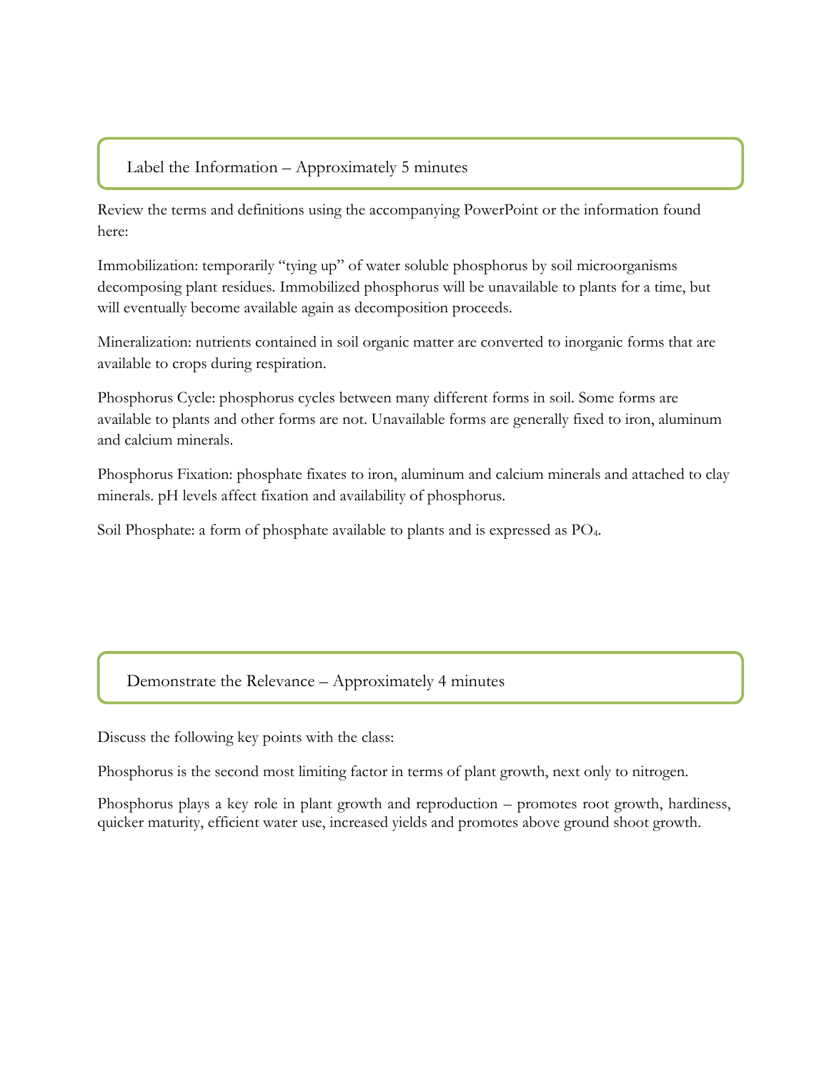## Label the Information – Approximately 5 minutes

Review the terms and definitions using the accompanying PowerPoint or the information found here:

Immobilization: temporarily "tying up" of water soluble phosphorus by soil microorganisms decomposing plant residues. Immobilized phosphorus will be unavailable to plants for a time, but will eventually become available again as decomposition proceeds.

Mineralization: nutrients contained in soil organic matter are converted to inorganic forms that are available to crops during respiration.

Phosphorus Cycle: phosphorus cycles between many different forms in soil. Some forms are available to plants and other forms are not. Unavailable forms are generally fixed to iron, aluminum and calcium minerals.

Phosphorus Fixation: phosphate fixates to iron, aluminum and calcium minerals and attached to clay minerals. pH levels affect fixation and availability of phosphorus.

Soil Phosphate: a form of phosphate available to plants and is expressed as $PO_4$.

## Demonstrate the Relevance – Approximately 4 minutes

Discuss the following key points with the class:

Phosphorus is the second most limiting factor in terms of plant growth, next only to nitrogen.

Phosphorus plays a key role in plant growth and reproduction – promotes root growth, hardiness, quicker maturity, efficient water use, increased yields and promotes above ground shoot growth.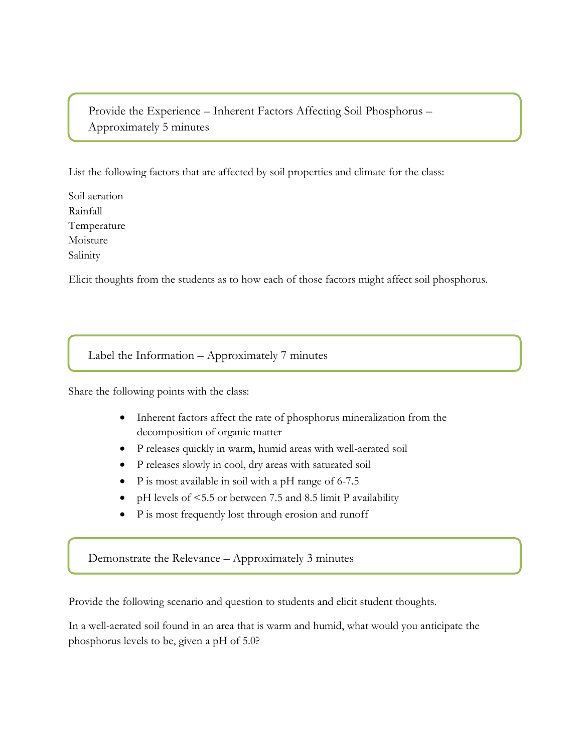## Provide the Experience – Inherent Factors Affecting Soil Phosphorus – Approximately 5 minutes

List the following factors that are affected by soil properties and climate for the class:

Soil aeration
Rainfall
Temperature
Moisture
Salinity

Elicit thoughts from the students as to how each of those factors might affect soil phosphorus.

## Label the Information – Approximately 7 minutes

Share the following points with the class:

- Inherent factors affect the rate of phosphorus mineralization from the decomposition of organic matter
- P releases quickly in warm, humid areas with well-aerated soil
- P releases slowly in cool, dry areas with saturated soil
- P is most available in soil with a pH range of 6-7.5
- pH levels of <5.5 or between 7.5 and 8.5 limit P availability
- P is most frequently lost through erosion and runoff

## Demonstrate the Relevance – Approximately 3 minutes

Provide the following scenario and question to students and elicit student thoughts.

In a well-aerated soil found in an area that is warm and humid, what would you anticipate the phosphorus levels to be, given a pH of 5.0?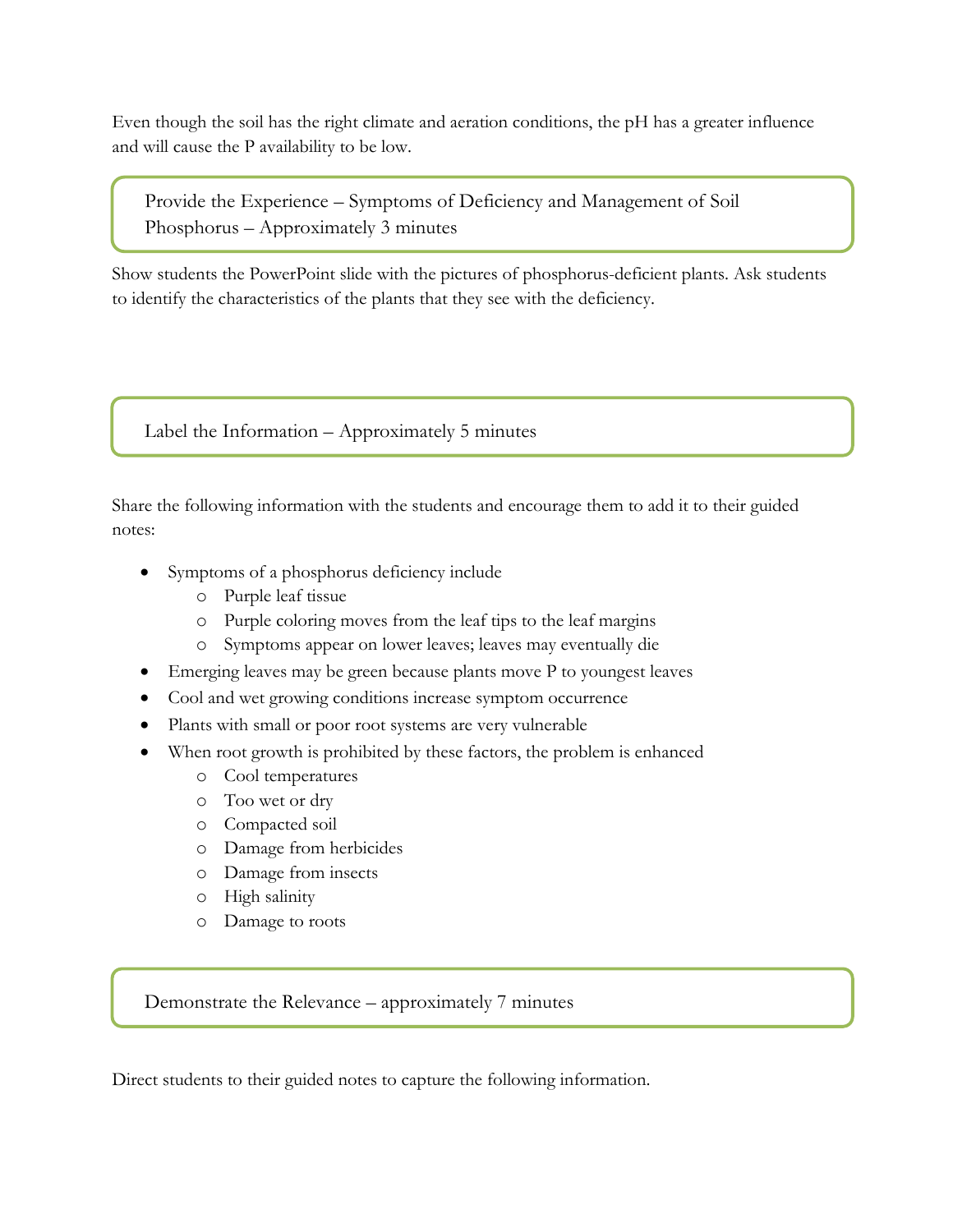Even though the soil has the right climate and aeration conditions, the pH has a greater influence and will cause the P availability to be low.

### Provide the Experience – Symptoms of Deficiency and Management of Soil Phosphorus – Approximately 3 minutes

Show students the PowerPoint slide with the pictures of phosphorus-deficient plants. Ask students to identify the characteristics of the plants that they see with the deficiency.

### Label the Information – Approximately 5 minutes

Share the following information with the students and encourage them to add it to their guided notes:

- Symptoms of a phosphorus deficiency include
  - Purple leaf tissue
  - Purple coloring moves from the leaf tips to the leaf margins
  - Symptoms appear on lower leaves; leaves may eventually die
- Emerging leaves may be green because plants move P to youngest leaves
- Cool and wet growing conditions increase symptom occurrence
- Plants with small or poor root systems are very vulnerable
- When root growth is prohibited by these factors, the problem is enhanced
  - Cool temperatures
  - Too wet or dry
  - Compacted soil
  - Damage from herbicides
  - Damage from insects
  - High salinity
  - Damage to roots

### Demonstrate the Relevance – approximately 7 minutes

Direct students to their guided notes to capture the following information.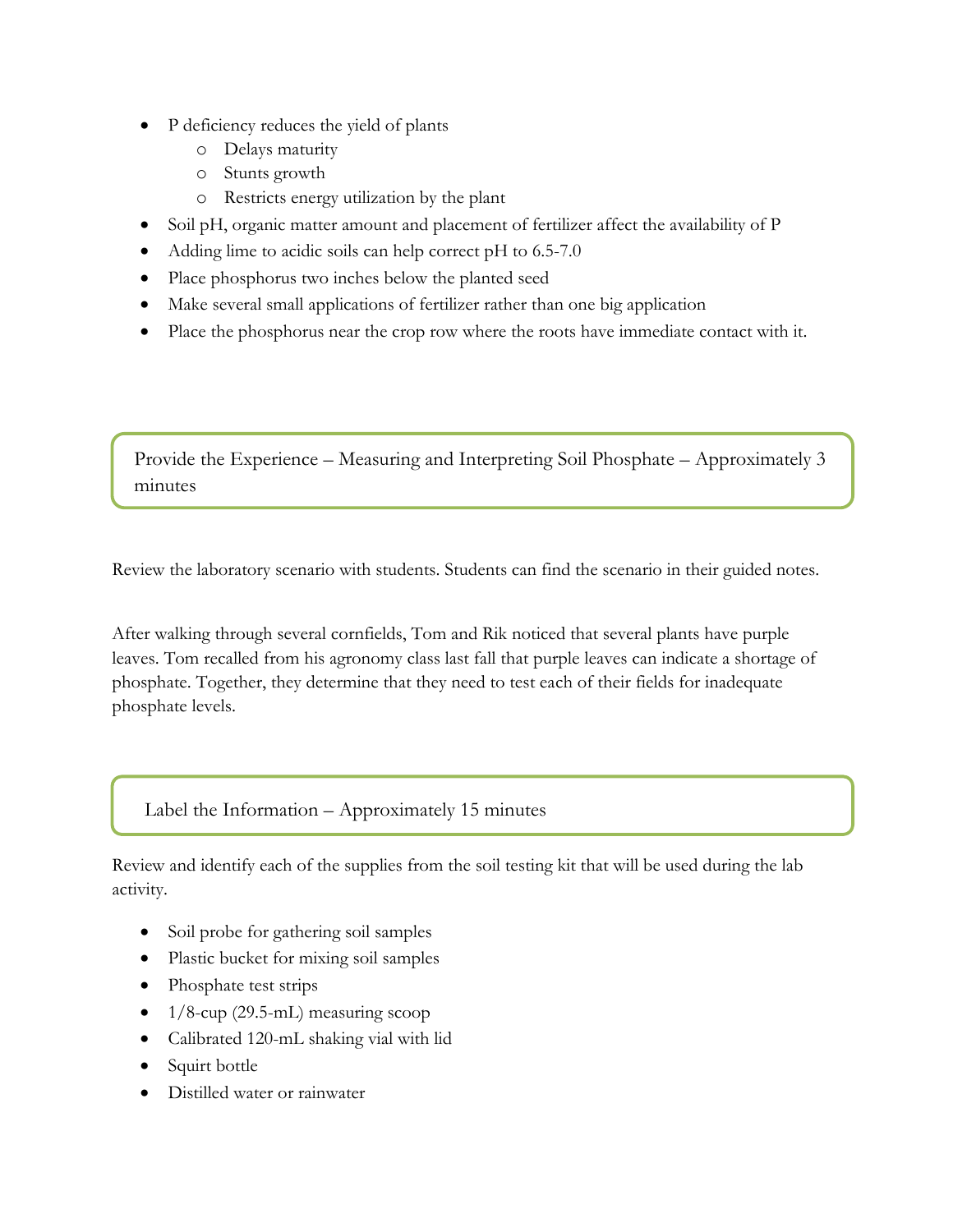- P deficiency reduces the yield of plants
  - Delays maturity
  - Stunts growth
  - Restricts energy utilization by the plant
- Soil pH, organic matter amount and placement of fertilizer affect the availability of P
- Adding lime to acidic soils can help correct pH to 6.5-7.0
- Place phosphorus two inches below the planted seed
- Make several small applications of fertilizer rather than one big application
- Place the phosphorus near the crop row where the roots have immediate contact with it.

## Provide the Experience – Measuring and Interpreting Soil Phosphate – Approximately 3 minutes

Review the laboratory scenario with students. Students can find the scenario in their guided notes.

After walking through several cornfields, Tom and Rik noticed that several plants have purple leaves. Tom recalled from his agronomy class last fall that purple leaves can indicate a shortage of phosphate. Together, they determine that they need to test each of their fields for inadequate phosphate levels.

## Label the Information – Approximately 15 minutes

Review and identify each of the supplies from the soil testing kit that will be used during the lab activity.

- Soil probe for gathering soil samples
- Plastic bucket for mixing soil samples
- Phosphate test strips
- 1/8-cup (29.5-mL) measuring scoop
- Calibrated 120-mL shaking vial with lid
- Squirt bottle
- Distilled water or rainwater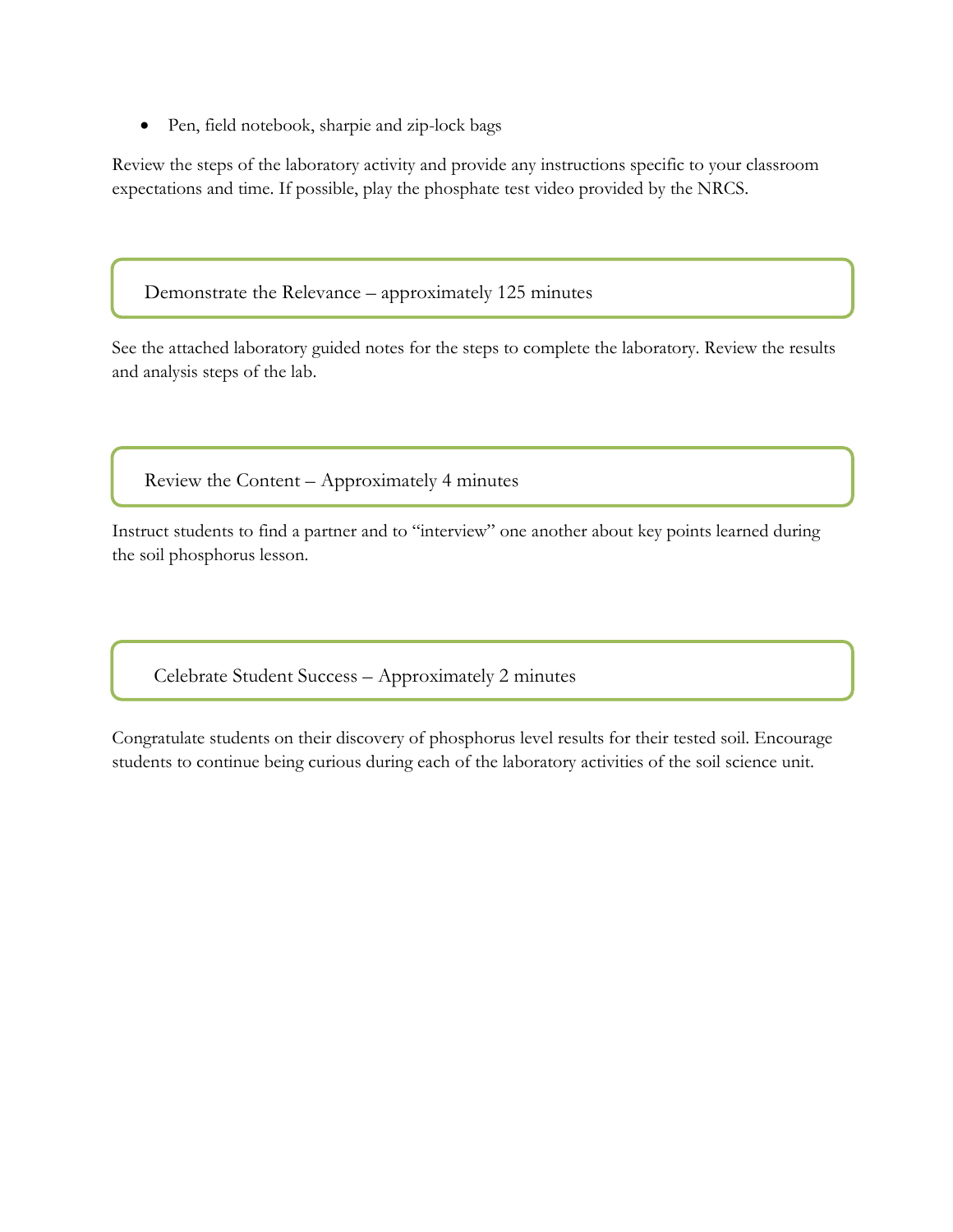- Pen, field notebook, sharpie and zip-lock bags

Review the steps of the laboratory activity and provide any instructions specific to your classroom expectations and time. If possible, play the phosphate test video provided by the NRCS.

## Demonstrate the Relevance – approximately 125 minutes

See the attached laboratory guided notes for the steps to complete the laboratory. Review the results and analysis steps of the lab.

## Review the Content – Approximately 4 minutes

Instruct students to find a partner and to "interview" one another about key points learned during the soil phosphorus lesson.

## Celebrate Student Success – Approximately 2 minutes

Congratulate students on their discovery of phosphorus level results for their tested soil. Encourage students to continue being curious during each of the laboratory activities of the soil science unit.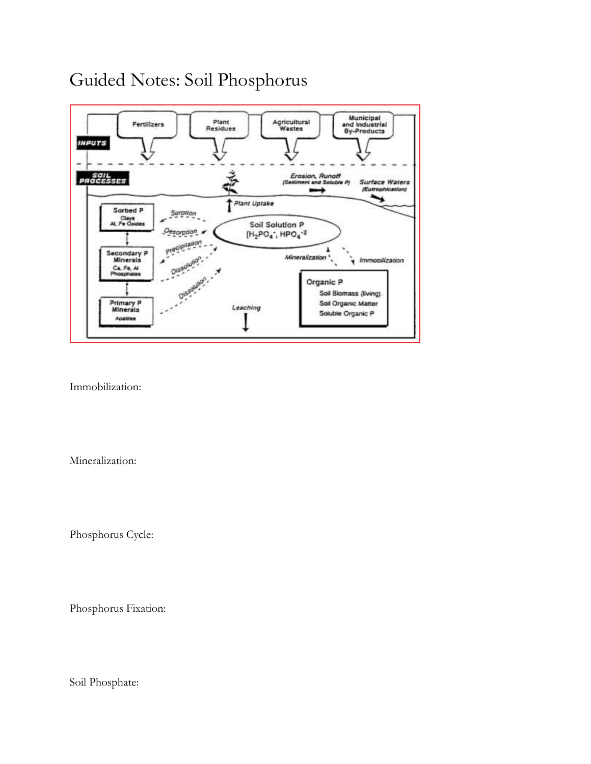# Guided Notes: Soil Phosphorus

Immobilization:

Mineralization:

Phosphorus Cycle:

Phosphorus Fixation:

Soil Phosphate: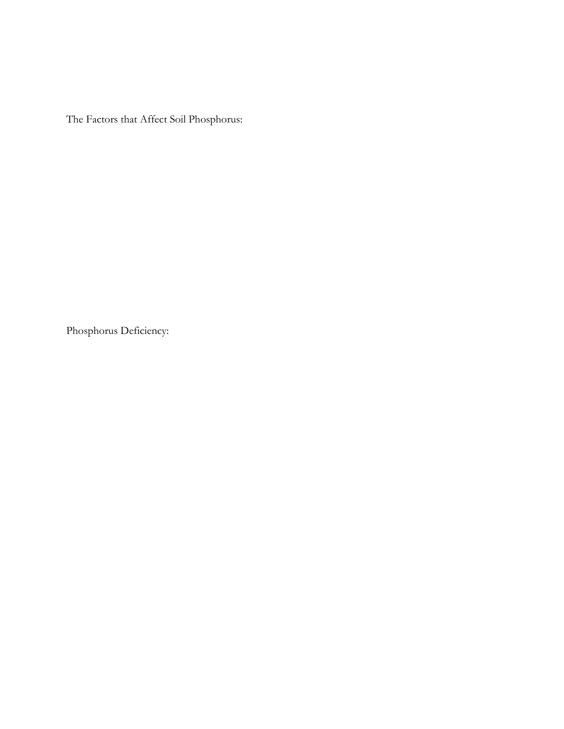The Factors that Affect Soil Phosphorus:

Phosphorus Deficiency: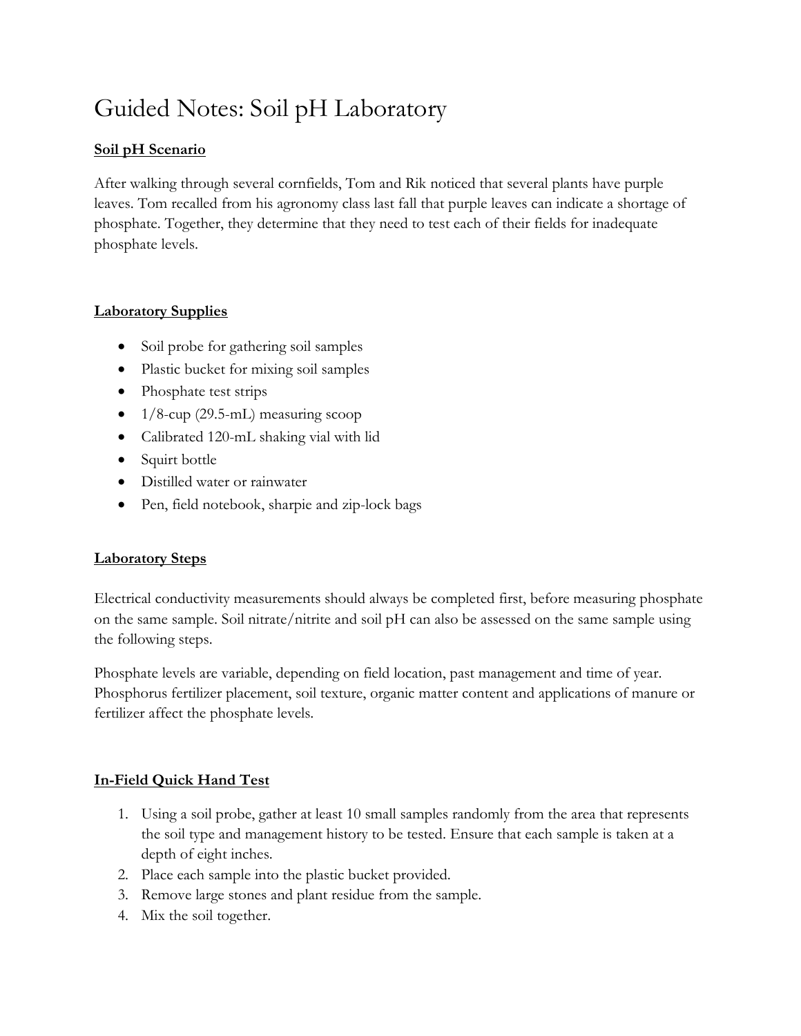# Guided Notes: Soil pH Laboratory

**Soil pH Scenario**

After walking through several cornfields, Tom and Rik noticed that several plants have purple leaves. Tom recalled from his agronomy class last fall that purple leaves can indicate a shortage of phosphate. Together, they determine that they need to test each of their fields for inadequate phosphate levels.

**Laboratory Supplies**

- Soil probe for gathering soil samples
- Plastic bucket for mixing soil samples
- Phosphate test strips
- 1/8-cup (29.5-mL) measuring scoop
- Calibrated 120-mL shaking vial with lid
- Squirt bottle
- Distilled water or rainwater
- Pen, field notebook, sharpie and zip-lock bags

**Laboratory Steps**

Electrical conductivity measurements should always be completed first, before measuring phosphate on the same sample. Soil nitrate/nitrite and soil pH can also be assessed on the same sample using the following steps.

Phosphate levels are variable, depending on field location, past management and time of year. Phosphorus fertilizer placement, soil texture, organic matter content and applications of manure or fertilizer affect the phosphate levels.

**In-Field Quick Hand Test**

1. Using a soil probe, gather at least 10 small samples randomly from the area that represents the soil type and management history to be tested. Ensure that each sample is taken at a depth of eight inches.
2. Place each sample into the plastic bucket provided.
3. Remove large stones and plant residue from the sample.
4. Mix the soil together.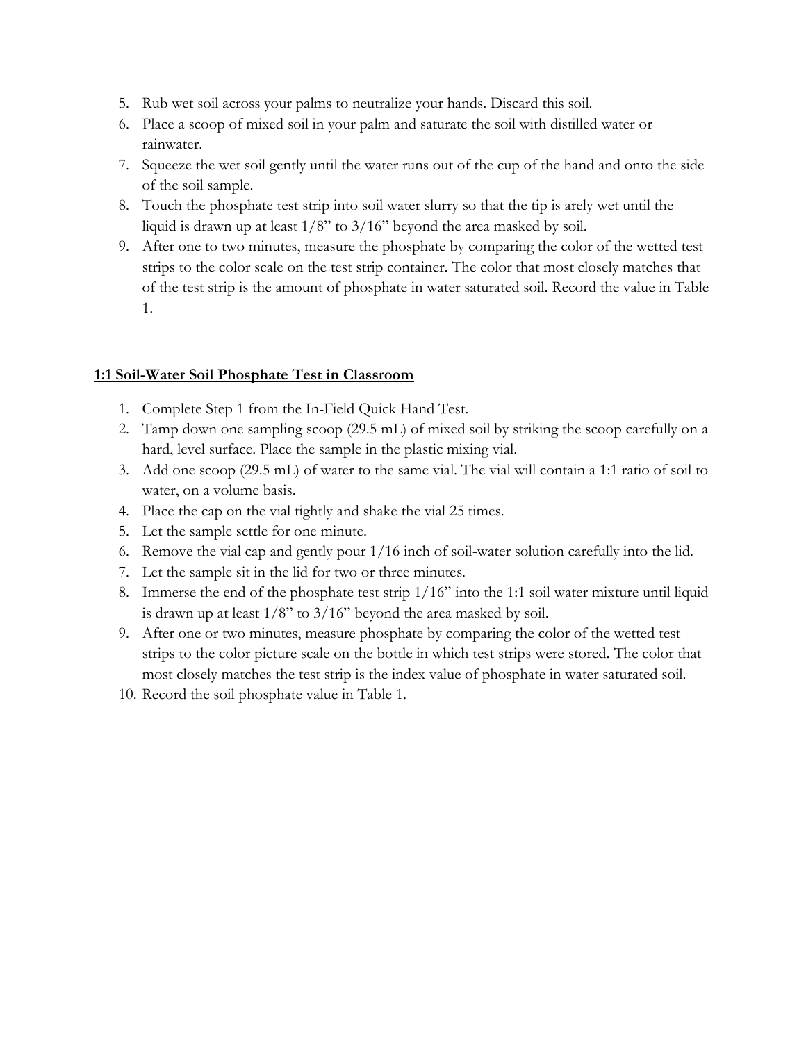5. Rub wet soil across your palms to neutralize your hands. Discard this soil.
6. Place a scoop of mixed soil in your palm and saturate the soil with distilled water or rainwater.
7. Squeeze the wet soil gently until the water runs out of the cup of the hand and onto the side of the soil sample.
8. Touch the phosphate test strip into soil water slurry so that the tip is arely wet until the liquid is drawn up at least 1/8" to 3/16" beyond the area masked by soil.
9. After one to two minutes, measure the phosphate by comparing the color of the wetted test strips to the color scale on the test strip container. The color that most closely matches that of the test strip is the amount of phosphate in water saturated soil. Record the value in Table 1.

**1:1 Soil-Water Soil Phosphate Test in Classroom**

1. Complete Step 1 from the In-Field Quick Hand Test.
2. Tamp down one sampling scoop (29.5 mL) of mixed soil by striking the scoop carefully on a hard, level surface. Place the sample in the plastic mixing vial.
3. Add one scoop (29.5 mL) of water to the same vial. The vial will contain a 1:1 ratio of soil to water, on a volume basis.
4. Place the cap on the vial tightly and shake the vial 25 times.
5. Let the sample settle for one minute.
6. Remove the vial cap and gently pour 1/16 inch of soil-water solution carefully into the lid.
7. Let the sample sit in the lid for two or three minutes.
8. Immerse the end of the phosphate test strip 1/16" into the 1:1 soil water mixture until liquid is drawn up at least 1/8" to 3/16" beyond the area masked by soil.
9. After one or two minutes, measure phosphate by comparing the color of the wetted test strips to the color picture scale on the bottle in which test strips were stored. The color that most closely matches the test strip is the index value of phosphate in water saturated soil.
10. Record the soil phosphate value in Table 1.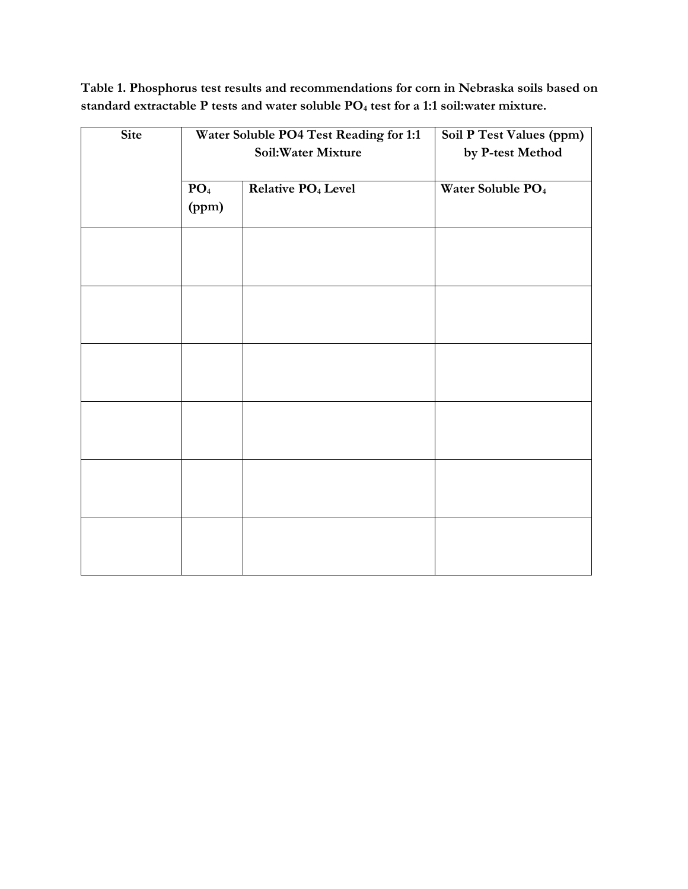**Table 1. Phosphorus test results and recommendations for corn in Nebraska soils based on standard extractable P tests and water soluble $PO_4$ test for a 1:1 soil:water mixture.**

| Site | Water Soluble PO4 Test Reading for 1:1 Soil:Water Mixture | | Soil P Test Values (ppm) by P-test Method |
|---|---|---|---|
| | $PO_4$ (ppm) | Relative $PO_4$ Level | Water Soluble $PO_4$ |
| | | | |
| | | | |
| | | | |
| | | | |
| | | | |
| | | | |